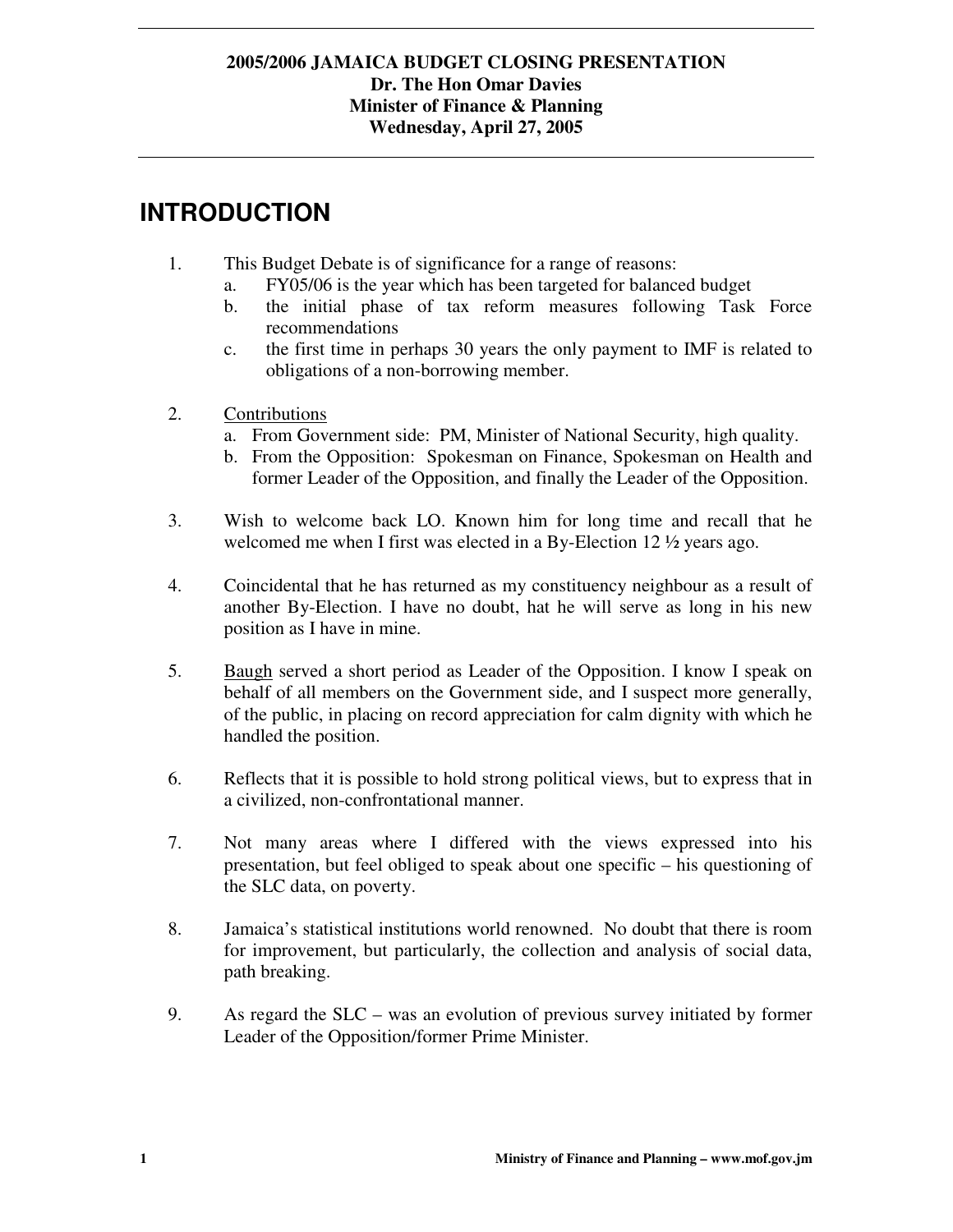**2005/2006 JAMAICA BUDGET CLOSING PRESENTATION**
**Dr. The Hon Omar Davies**
**Minister of Finance & Planning**
**Wednesday, April 27, 2005**

# INTRODUCTION

1. This Budget Debate is of significance for a range of reasons:
   a. FY05/06 is the year which has been targeted for balanced budget
   b. the initial phase of tax reform measures following Task Force recommendations
   c. the first time in perhaps 30 years the only payment to IMF is related to obligations of a non-borrowing member.

2. Contributions
   a. From Government side: PM, Minister of National Security, high quality.
   b. From the Opposition: Spokesman on Finance, Spokesman on Health and former Leader of the Opposition, and finally the Leader of the Opposition.

3. Wish to welcome back LO. Known him for long time and recall that he welcomed me when I first was elected in a By-Election 12 ½ years ago.

4. Coincidental that he has returned as my constituency neighbour as a result of another By-Election. I have no doubt, hat he will serve as long in his new position as I have in mine.

5. Baugh served a short period as Leader of the Opposition. I know I speak on behalf of all members on the Government side, and I suspect more generally, of the public, in placing on record appreciation for calm dignity with which he handled the position.

6. Reflects that it is possible to hold strong political views, but to express that in a civilized, non-confrontational manner.

7. Not many areas where I differed with the views expressed into his presentation, but feel obliged to speak about one specific – his questioning of the SLC data, on poverty.

8. Jamaica's statistical institutions world renowned. No doubt that there is room for improvement, but particularly, the collection and analysis of social data, path breaking.

9. As regard the SLC – was an evolution of previous survey initiated by former Leader of the Opposition/former Prime Minister.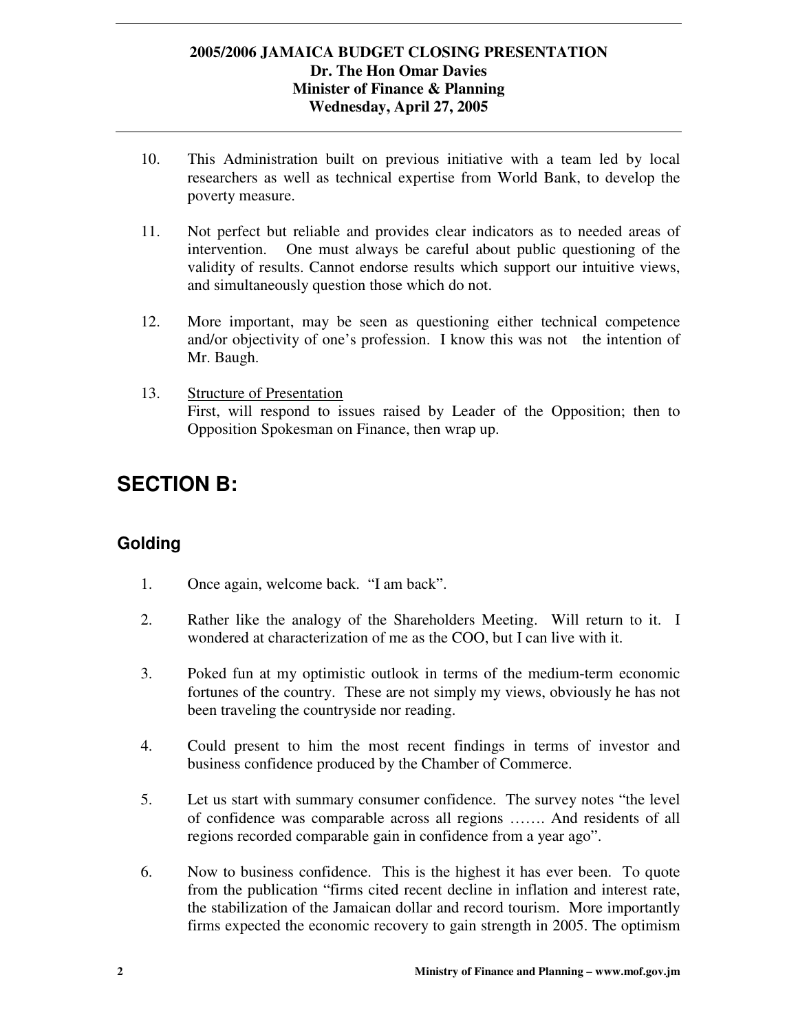10. This Administration built on previous initiative with a team led by local researchers as well as technical expertise from World Bank, to develop the poverty measure.

11. Not perfect but reliable and provides clear indicators as to needed areas of intervention. One must always be careful about public questioning of the validity of results. Cannot endorse results which support our intuitive views, and simultaneously question those which do not.

12. More important, may be seen as questioning either technical competence and/or objectivity of one's profession. I know this was not the intention of Mr. Baugh.

13. <u>Structure of Presentation</u>
    First, will respond to issues raised by Leader of the Opposition; then to Opposition Spokesman on Finance, then wrap up.

# SECTION B:

## Golding

1. Once again, welcome back. "I am back".

2. Rather like the analogy of the Shareholders Meeting. Will return to it. I wondered at characterization of me as the COO, but I can live with it.

3. Poked fun at my optimistic outlook in terms of the medium-term economic fortunes of the country. These are not simply my views, obviously he has not been traveling the countryside nor reading.

4. Could present to him the most recent findings in terms of investor and business confidence produced by the Chamber of Commerce.

5. Let us start with summary consumer confidence. The survey notes "the level of confidence was comparable across all regions ……. And residents of all regions recorded comparable gain in confidence from a year ago".

6. Now to business confidence. This is the highest it has ever been. To quote from the publication "firms cited recent decline in inflation and interest rate, the stabilization of the Jamaican dollar and record tourism. More importantly firms expected the economic recovery to gain strength in 2005. The optimism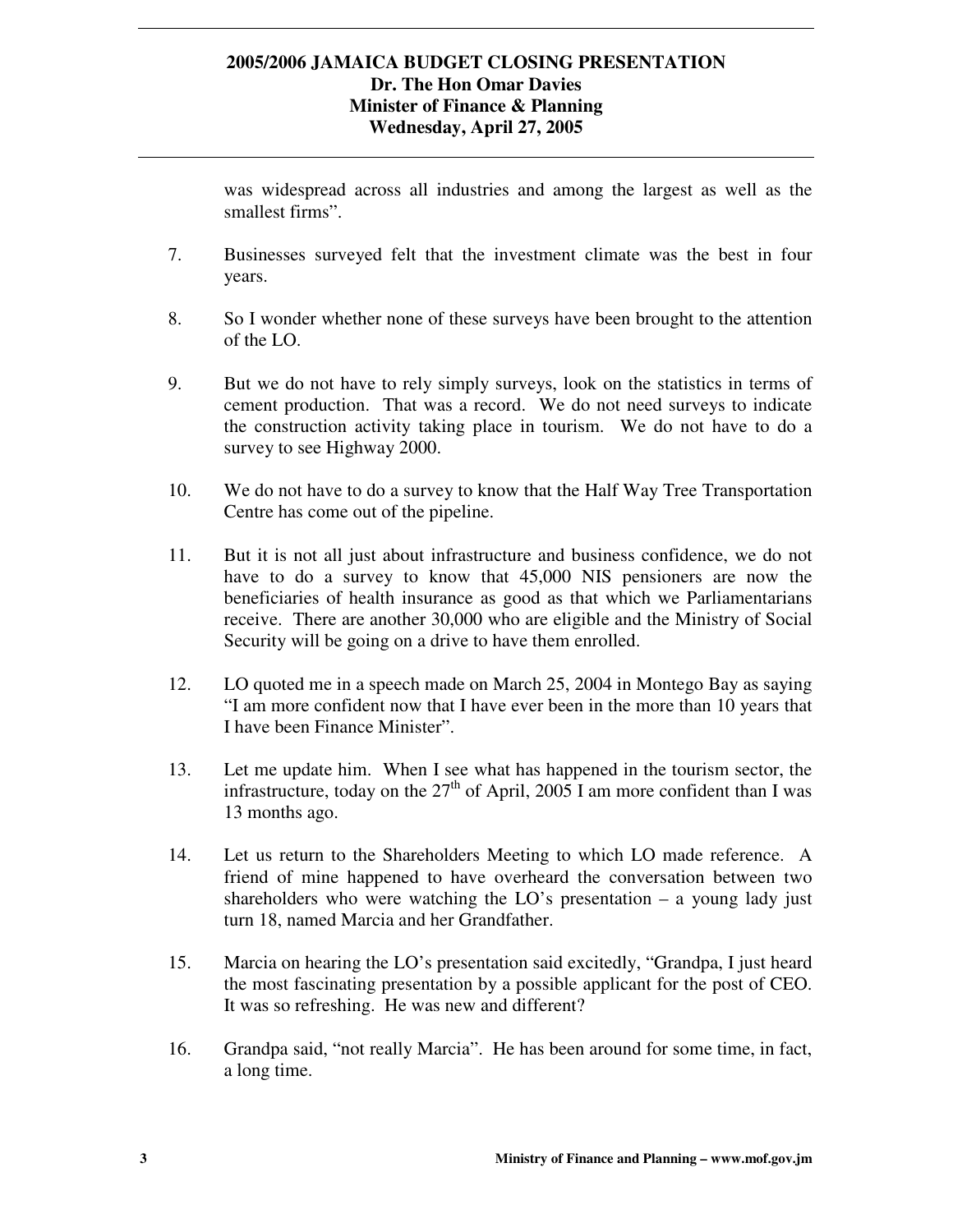was widespread across all industries and among the largest as well as the smallest firms".

7. Businesses surveyed felt that the investment climate was the best in four years.

8. So I wonder whether none of these surveys have been brought to the attention of the LO.

9. But we do not have to rely simply surveys, look on the statistics in terms of cement production. That was a record. We do not need surveys to indicate the construction activity taking place in tourism. We do not have to do a survey to see Highway 2000.

10. We do not have to do a survey to know that the Half Way Tree Transportation Centre has come out of the pipeline.

11. But it is not all just about infrastructure and business confidence, we do not have to do a survey to know that 45,000 NIS pensioners are now the beneficiaries of health insurance as good as that which we Parliamentarians receive. There are another 30,000 who are eligible and the Ministry of Social Security will be going on a drive to have them enrolled.

12. LO quoted me in a speech made on March 25, 2004 in Montego Bay as saying "I am more confident now that I have ever been in the more than 10 years that I have been Finance Minister".

13. Let me update him. When I see what has happened in the tourism sector, the infrastructure, today on the 27th of April, 2005 I am more confident than I was 13 months ago.

14. Let us return to the Shareholders Meeting to which LO made reference. A friend of mine happened to have overheard the conversation between two shareholders who were watching the LO's presentation – a young lady just turn 18, named Marcia and her Grandfather.

15. Marcia on hearing the LO's presentation said excitedly, "Grandpa, I just heard the most fascinating presentation by a possible applicant for the post of CEO. It was so refreshing. He was new and different?

16. Grandpa said, "not really Marcia". He has been around for some time, in fact, a long time.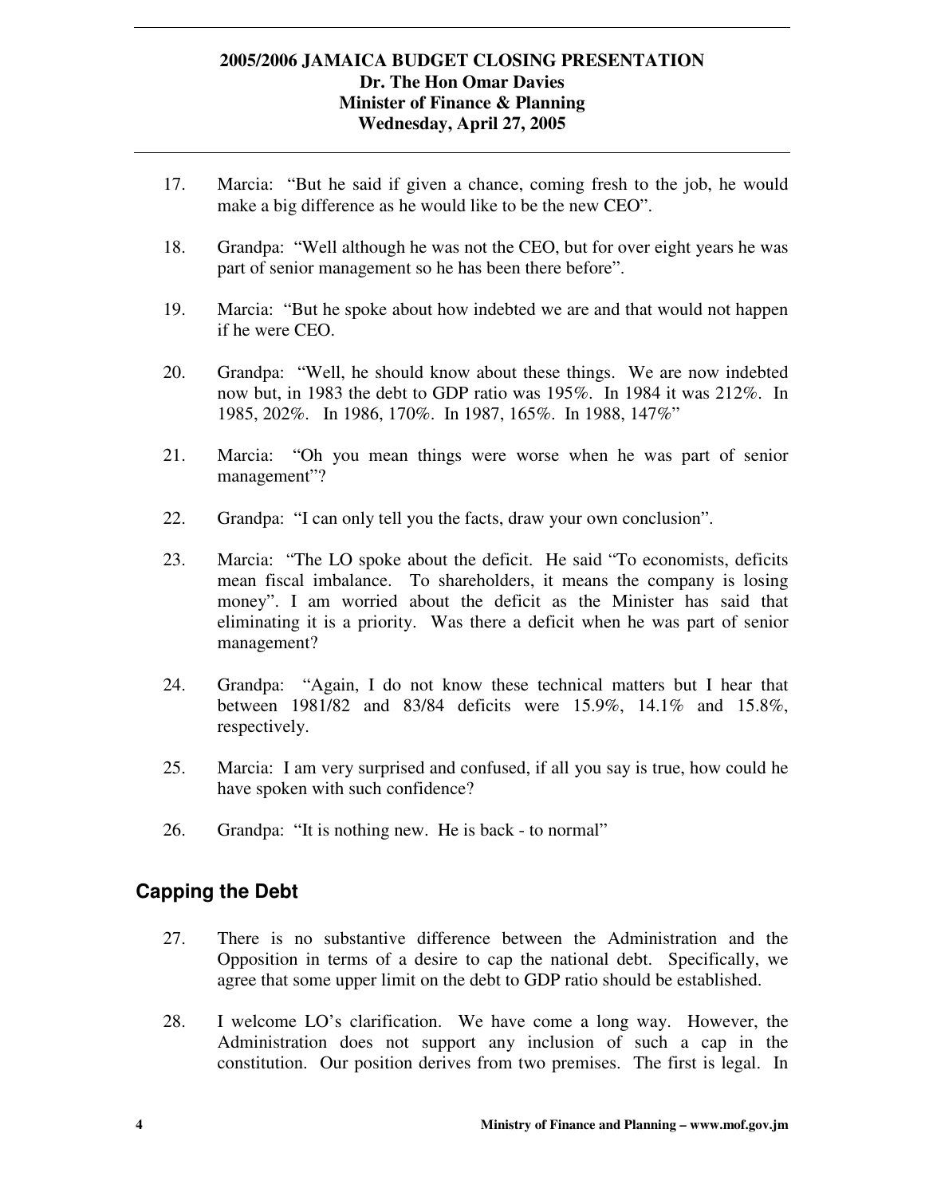17. Marcia: “But he said if given a chance, coming fresh to the job, he would make a big difference as he would like to be the new CEO”.

18. Grandpa: “Well although he was not the CEO, but for over eight years he was part of senior management so he has been there before”.

19. Marcia: “But he spoke about how indebted we are and that would not happen if he were CEO.

20. Grandpa: “Well, he should know about these things. We are now indebted now but, in 1983 the debt to GDP ratio was 195%. In 1984 it was 212%. In 1985, 202%. In 1986, 170%. In 1987, 165%. In 1988, 147%”

21. Marcia: “Oh you mean things were worse when he was part of senior management”?

22. Grandpa: “I can only tell you the facts, draw your own conclusion”.

23. Marcia: “The LO spoke about the deficit. He said “To economists, deficits mean fiscal imbalance. To shareholders, it means the company is losing money”. I am worried about the deficit as the Minister has said that eliminating it is a priority. Was there a deficit when he was part of senior management?

24. Grandpa: “Again, I do not know these technical matters but I hear that between 1981/82 and 83/84 deficits were 15.9%, 14.1% and 15.8%, respectively.

25. Marcia: I am very surprised and confused, if all you say is true, how could he have spoken with such confidence?

26. Grandpa: “It is nothing new. He is back - to normal”

## Capping the Debt

27. There is no substantive difference between the Administration and the Opposition in terms of a desire to cap the national debt. Specifically, we agree that some upper limit on the debt to GDP ratio should be established.

28. I welcome LO’s clarification. We have come a long way. However, the Administration does not support any inclusion of such a cap in the constitution. Our position derives from two premises. The first is legal. In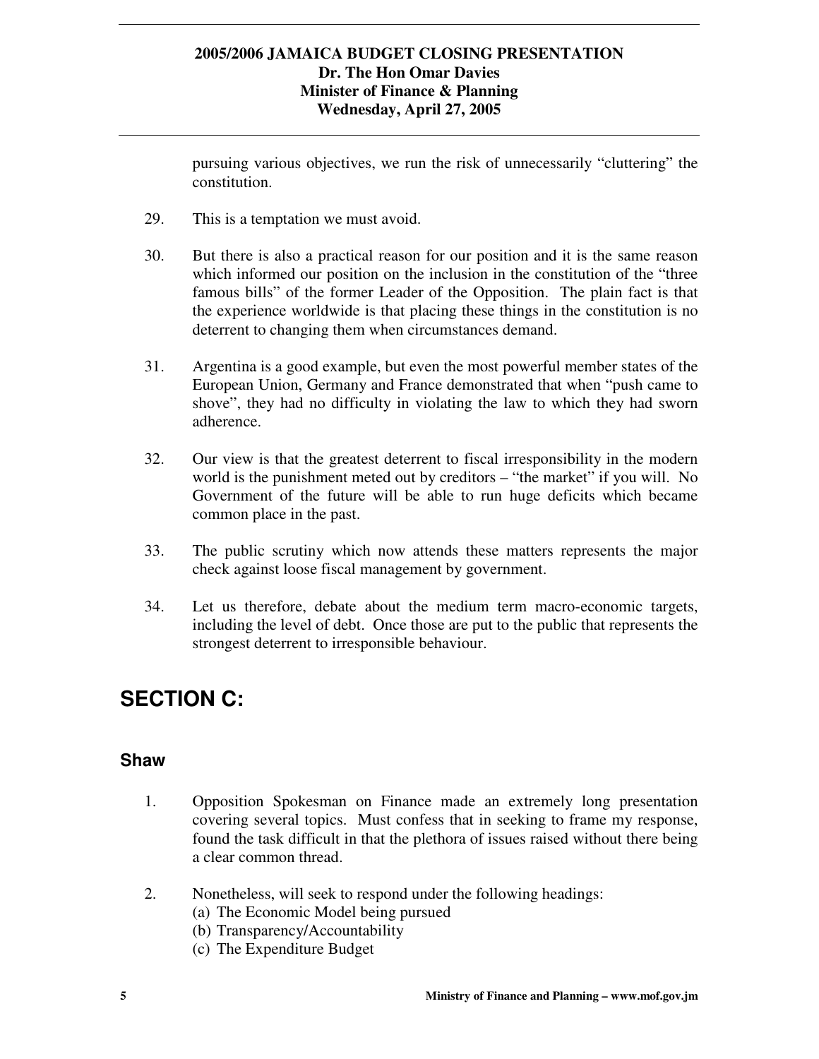pursuing various objectives, we run the risk of unnecessarily "cluttering" the constitution.

29. This is a temptation we must avoid.

30. But there is also a practical reason for our position and it is the same reason which informed our position on the inclusion in the constitution of the "three famous bills" of the former Leader of the Opposition. The plain fact is that the experience worldwide is that placing these things in the constitution is no deterrent to changing them when circumstances demand.

31. Argentina is a good example, but even the most powerful member states of the European Union, Germany and France demonstrated that when "push came to shove", they had no difficulty in violating the law to which they had sworn adherence.

32. Our view is that the greatest deterrent to fiscal irresponsibility in the modern world is the punishment meted out by creditors – "the market" if you will. No Government of the future will be able to run huge deficits which became common place in the past.

33. The public scrutiny which now attends these matters represents the major check against loose fiscal management by government.

34. Let us therefore, debate about the medium term macro-economic targets, including the level of debt. Once those are put to the public that represents the strongest deterrent to irresponsible behaviour.

## SECTION C:

### Shaw

1. Opposition Spokesman on Finance made an extremely long presentation covering several topics. Must confess that in seeking to frame my response, found the task difficult in that the plethora of issues raised without there being a clear common thread.

2. Nonetheless, will seek to respond under the following headings:
   (a) The Economic Model being pursued
   (b) Transparency/Accountability
   (c) The Expenditure Budget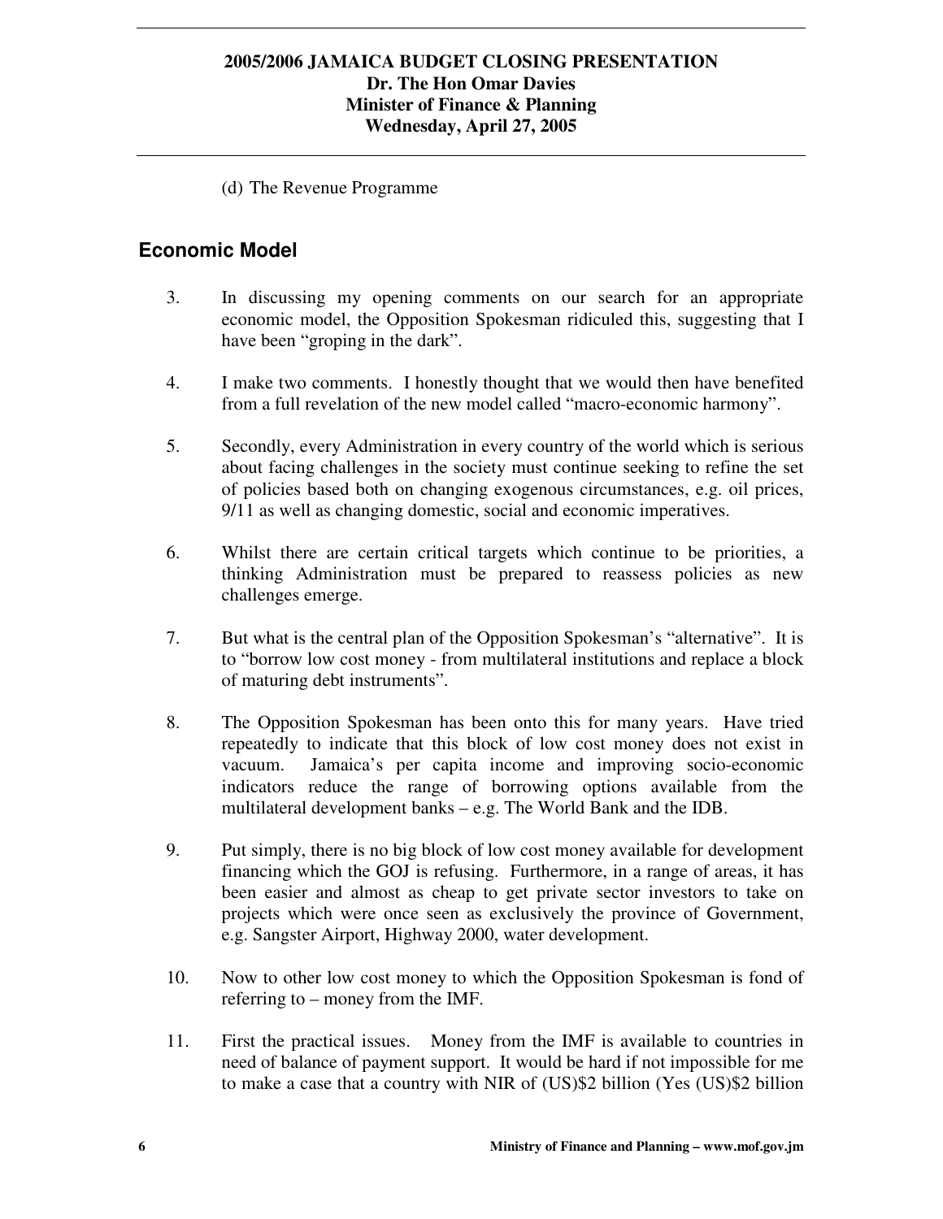(d) The Revenue Programme

## Economic Model

3. In discussing my opening comments on our search for an appropriate economic model, the Opposition Spokesman ridiculed this, suggesting that I have been "groping in the dark".

4. I make two comments. I honestly thought that we would then have benefited from a full revelation of the new model called "macro-economic harmony".

5. Secondly, every Administration in every country of the world which is serious about facing challenges in the society must continue seeking to refine the set of policies based both on changing exogenous circumstances, e.g. oil prices, 9/11 as well as changing domestic, social and economic imperatives.

6. Whilst there are certain critical targets which continue to be priorities, a thinking Administration must be prepared to reassess policies as new challenges emerge.

7. But what is the central plan of the Opposition Spokesman's "alternative". It is to "borrow low cost money - from multilateral institutions and replace a block of maturing debt instruments".

8. The Opposition Spokesman has been onto this for many years. Have tried repeatedly to indicate that this block of low cost money does not exist in vacuum. Jamaica's per capita income and improving socio-economic indicators reduce the range of borrowing options available from the multilateral development banks – e.g. The World Bank and the IDB.

9. Put simply, there is no big block of low cost money available for development financing which the GOJ is refusing. Furthermore, in a range of areas, it has been easier and almost as cheap to get private sector investors to take on projects which were once seen as exclusively the province of Government, e.g. Sangster Airport, Highway 2000, water development.

10. Now to other low cost money to which the Opposition Spokesman is fond of referring to – money from the IMF.

11. First the practical issues. Money from the IMF is available to countries in need of balance of payment support. It would be hard if not impossible for me to make a case that a country with NIR of (US)$2 billion (Yes (US)$2 billion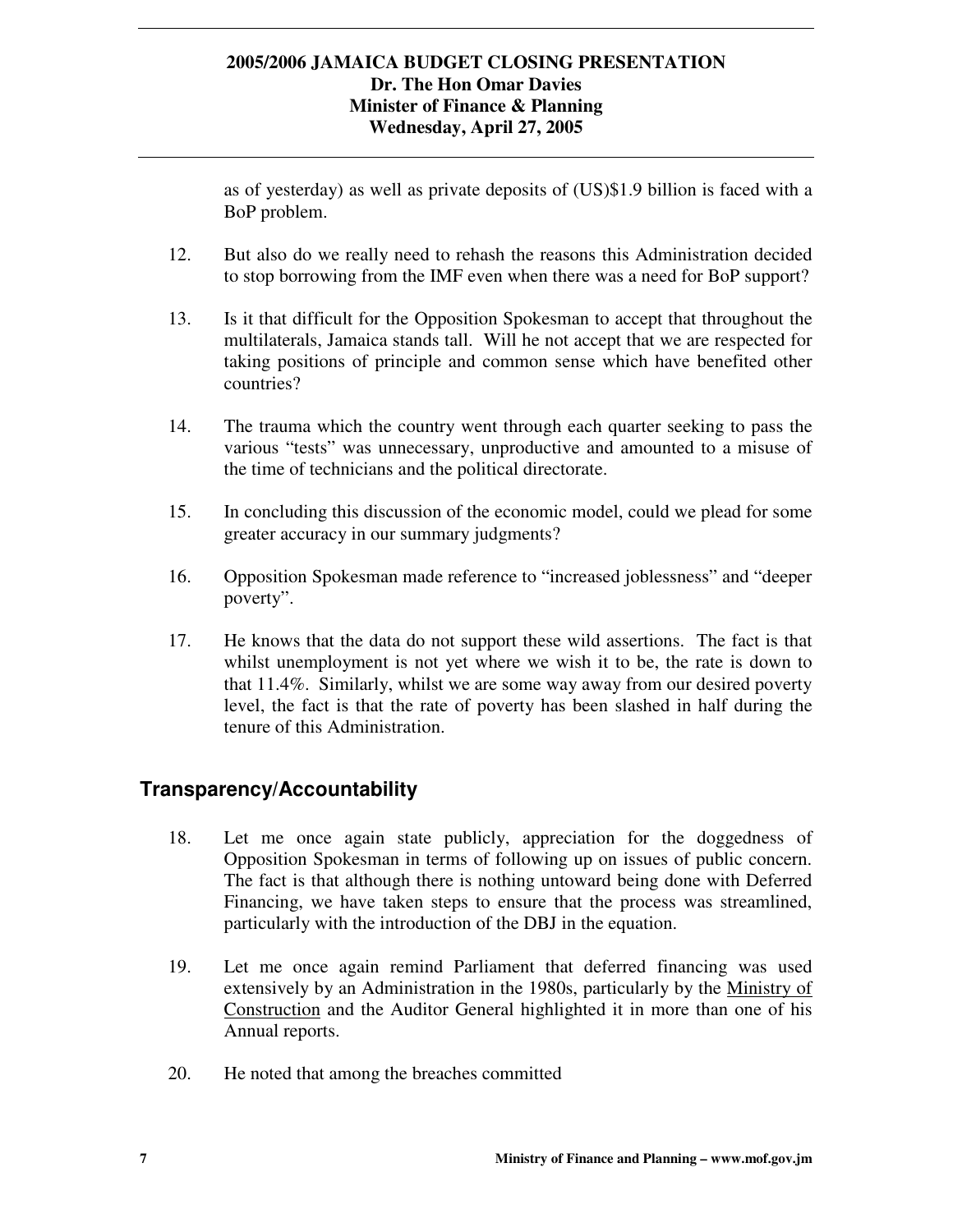as of yesterday) as well as private deposits of (US)$1.9 billion is faced with a BoP problem.

12. But also do we really need to rehash the reasons this Administration decided to stop borrowing from the IMF even when there was a need for BoP support?

13. Is it that difficult for the Opposition Spokesman to accept that throughout the multilaterals, Jamaica stands tall. Will he not accept that we are respected for taking positions of principle and common sense which have benefited other countries?

14. The trauma which the country went through each quarter seeking to pass the various "tests" was unnecessary, unproductive and amounted to a misuse of the time of technicians and the political directorate.

15. In concluding this discussion of the economic model, could we plead for some greater accuracy in our summary judgments?

16. Opposition Spokesman made reference to "increased joblessness" and "deeper poverty".

17. He knows that the data do not support these wild assertions. The fact is that whilst unemployment is not yet where we wish it to be, the rate is down to that 11.4%. Similarly, whilst we are some way away from our desired poverty level, the fact is that the rate of poverty has been slashed in half during the tenure of this Administration.

## Transparency/Accountability

18. Let me once again state publicly, appreciation for the doggedness of Opposition Spokesman in terms of following up on issues of public concern. The fact is that although there is nothing untoward being done with Deferred Financing, we have taken steps to ensure that the process was streamlined, particularly with the introduction of the DBJ in the equation.

19. Let me once again remind Parliament that deferred financing was used extensively by an Administration in the 1980s, particularly by the <u>Ministry of Construction</u> and the Auditor General highlighted it in more than one of his Annual reports.

20. He noted that among the breaches committed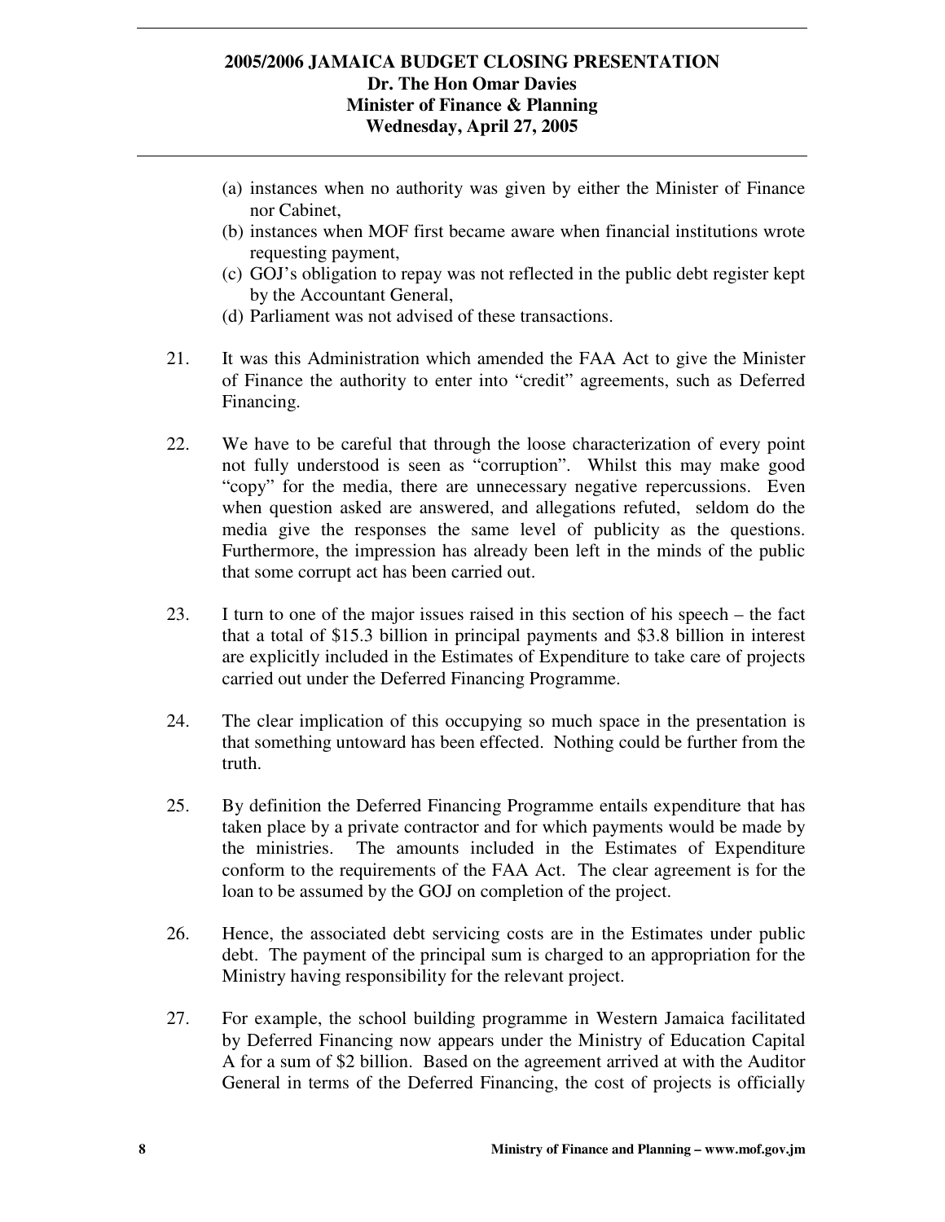(a) instances when no authority was given by either the Minister of Finance nor Cabinet,
(b) instances when MOF first became aware when financial institutions wrote requesting payment,
(c) GOJ's obligation to repay was not reflected in the public debt register kept by the Accountant General,
(d) Parliament was not advised of these transactions.

21. It was this Administration which amended the FAA Act to give the Minister of Finance the authority to enter into "credit" agreements, such as Deferred Financing.

22. We have to be careful that through the loose characterization of every point not fully understood is seen as "corruption". Whilst this may make good "copy" for the media, there are unnecessary negative repercussions. Even when question asked are answered, and allegations refuted, seldom do the media give the responses the same level of publicity as the questions. Furthermore, the impression has already been left in the minds of the public that some corrupt act has been carried out.

23. I turn to one of the major issues raised in this section of his speech – the fact that a total of $15.3 billion in principal payments and $3.8 billion in interest are explicitly included in the Estimates of Expenditure to take care of projects carried out under the Deferred Financing Programme.

24. The clear implication of this occupying so much space in the presentation is that something untoward has been effected. Nothing could be further from the truth.

25. By definition the Deferred Financing Programme entails expenditure that has taken place by a private contractor and for which payments would be made by the ministries. The amounts included in the Estimates of Expenditure conform to the requirements of the FAA Act. The clear agreement is for the loan to be assumed by the GOJ on completion of the project.

26. Hence, the associated debt servicing costs are in the Estimates under public debt. The payment of the principal sum is charged to an appropriation for the Ministry having responsibility for the relevant project.

27. For example, the school building programme in Western Jamaica facilitated by Deferred Financing now appears under the Ministry of Education Capital A for a sum of $2 billion. Based on the agreement arrived at with the Auditor General in terms of the Deferred Financing, the cost of projects is officially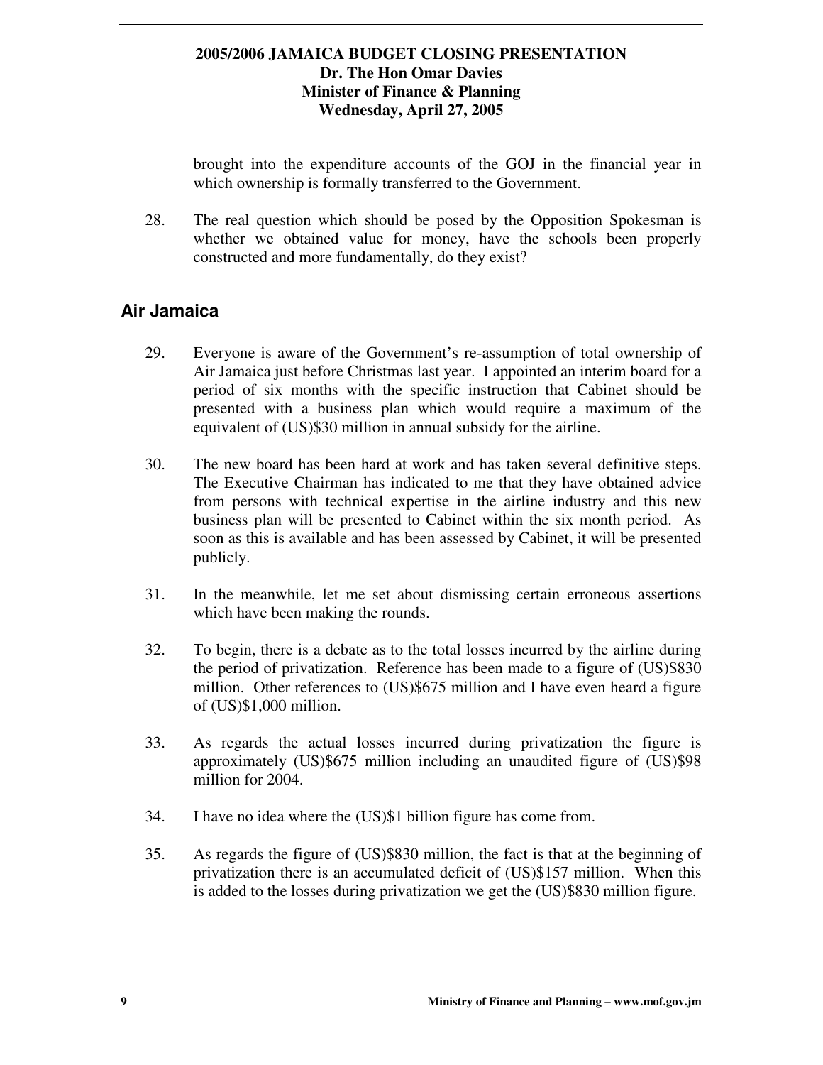brought into the expenditure accounts of the GOJ in the financial year in which ownership is formally transferred to the Government.

28. The real question which should be posed by the Opposition Spokesman is whether we obtained value for money, have the schools been properly constructed and more fundamentally, do they exist?

## Air Jamaica

29. Everyone is aware of the Government's re-assumption of total ownership of Air Jamaica just before Christmas last year. I appointed an interim board for a period of six months with the specific instruction that Cabinet should be presented with a business plan which would require a maximum of the equivalent of (US)$30 million in annual subsidy for the airline.

30. The new board has been hard at work and has taken several definitive steps. The Executive Chairman has indicated to me that they have obtained advice from persons with technical expertise in the airline industry and this new business plan will be presented to Cabinet within the six month period. As soon as this is available and has been assessed by Cabinet, it will be presented publicly.

31. In the meanwhile, let me set about dismissing certain erroneous assertions which have been making the rounds.

32. To begin, there is a debate as to the total losses incurred by the airline during the period of privatization. Reference has been made to a figure of (US)$830 million. Other references to (US)$675 million and I have even heard a figure of (US)$1,000 million.

33. As regards the actual losses incurred during privatization the figure is approximately (US)$675 million including an unaudited figure of (US)$98 million for 2004.

34. I have no idea where the (US)$1 billion figure has come from.

35. As regards the figure of (US)$830 million, the fact is that at the beginning of privatization there is an accumulated deficit of (US)$157 million. When this is added to the losses during privatization we get the (US)$830 million figure.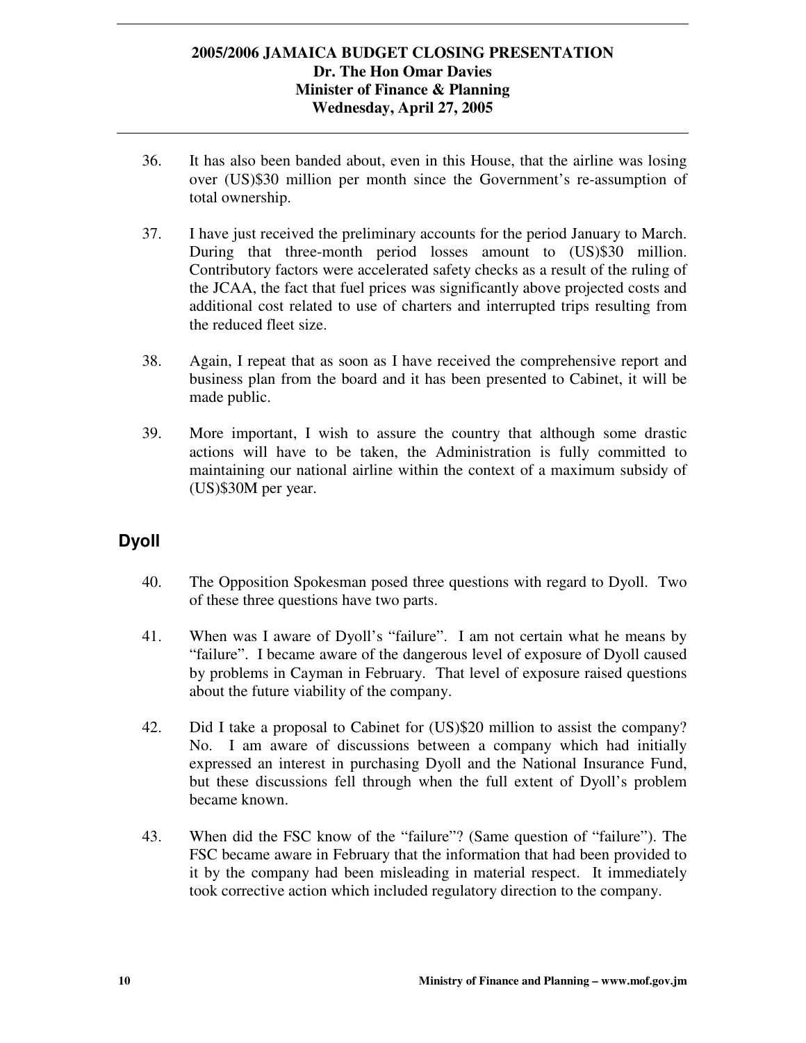36. It has also been banded about, even in this House, that the airline was losing over (US)$30 million per month since the Government's re-assumption of total ownership.

37. I have just received the preliminary accounts for the period January to March. During that three-month period losses amount to (US)$30 million. Contributory factors were accelerated safety checks as a result of the ruling of the JCAA, the fact that fuel prices was significantly above projected costs and additional cost related to use of charters and interrupted trips resulting from the reduced fleet size.

38. Again, I repeat that as soon as I have received the comprehensive report and business plan from the board and it has been presented to Cabinet, it will be made public.

39. More important, I wish to assure the country that although some drastic actions will have to be taken, the Administration is fully committed to maintaining our national airline within the context of a maximum subsidy of (US)$30M per year.

## Dyoll

40. The Opposition Spokesman posed three questions with regard to Dyoll. Two of these three questions have two parts.

41. When was I aware of Dyoll's "failure". I am not certain what he means by "failure". I became aware of the dangerous level of exposure of Dyoll caused by problems in Cayman in February. That level of exposure raised questions about the future viability of the company.

42. Did I take a proposal to Cabinet for (US)$20 million to assist the company? No. I am aware of discussions between a company which had initially expressed an interest in purchasing Dyoll and the National Insurance Fund, but these discussions fell through when the full extent of Dyoll's problem became known.

43. When did the FSC know of the "failure"? (Same question of "failure"). The FSC became aware in February that the information that had been provided to it by the company had been misleading in material respect. It immediately took corrective action which included regulatory direction to the company.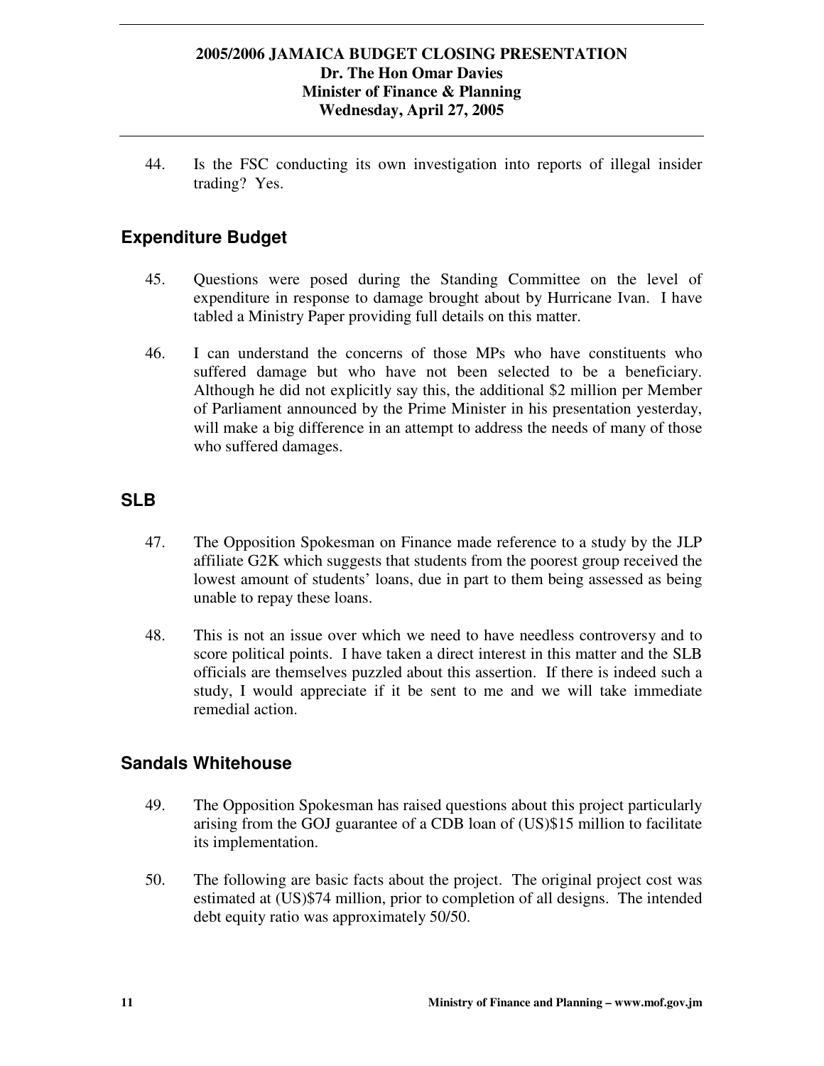44. Is the FSC conducting its own investigation into reports of illegal insider trading? Yes.

## Expenditure Budget

45. Questions were posed during the Standing Committee on the level of expenditure in response to damage brought about by Hurricane Ivan. I have tabled a Ministry Paper providing full details on this matter.

46. I can understand the concerns of those MPs who have constituents who suffered damage but who have not been selected to be a beneficiary. Although he did not explicitly say this, the additional $2 million per Member of Parliament announced by the Prime Minister in his presentation yesterday, will make a big difference in an attempt to address the needs of many of those who suffered damages.

## SLB

47. The Opposition Spokesman on Finance made reference to a study by the JLP affiliate G2K which suggests that students from the poorest group received the lowest amount of students' loans, due in part to them being assessed as being unable to repay these loans.

48. This is not an issue over which we need to have needless controversy and to score political points. I have taken a direct interest in this matter and the SLB officials are themselves puzzled about this assertion. If there is indeed such a study, I would appreciate if it be sent to me and we will take immediate remedial action.

## Sandals Whitehouse

49. The Opposition Spokesman has raised questions about this project particularly arising from the GOJ guarantee of a CDB loan of (US)$15 million to facilitate its implementation.

50. The following are basic facts about the project. The original project cost was estimated at (US)$74 million, prior to completion of all designs. The intended debt equity ratio was approximately 50/50.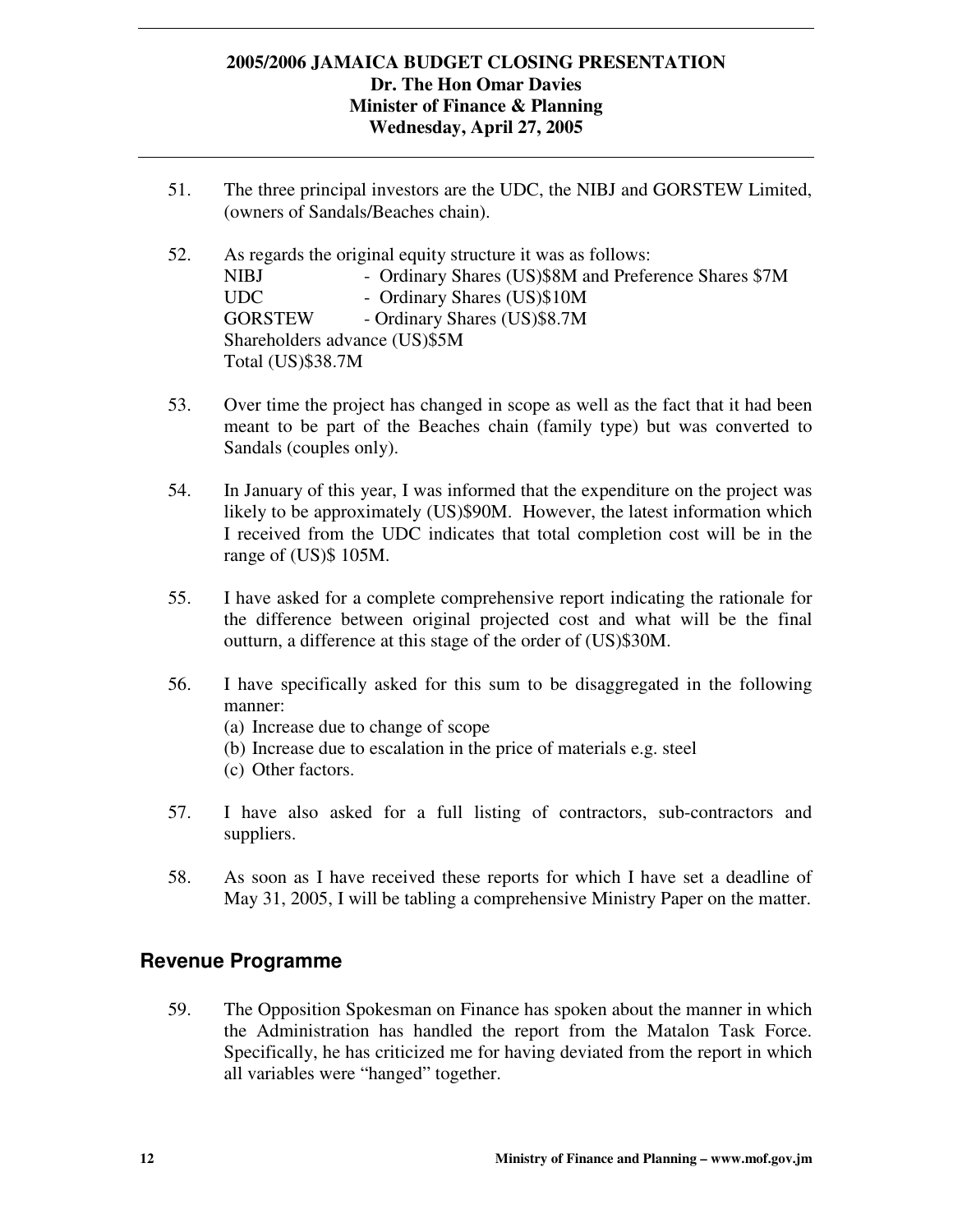51. The three principal investors are the UDC, the NIBJ and GORSTEW Limited, (owners of Sandals/Beaches chain).

52. As regards the original equity structure it was as follows:
NIBJ - Ordinary Shares (US)$8M and Preference Shares $7M
UDC - Ordinary Shares (US)$10M
GORSTEW - Ordinary Shares (US)$8.7M
Shareholders advance (US)$5M
Total (US)$38.7M

53. Over time the project has changed in scope as well as the fact that it had been meant to be part of the Beaches chain (family type) but was converted to Sandals (couples only).

54. In January of this year, I was informed that the expenditure on the project was likely to be approximately (US)$90M. However, the latest information which I received from the UDC indicates that total completion cost will be in the range of (US)$ 105M.

55. I have asked for a complete comprehensive report indicating the rationale for the difference between original projected cost and what will be the final outturn, a difference at this stage of the order of (US)$30M.

56. I have specifically asked for this sum to be disaggregated in the following manner:
(a) Increase due to change of scope
(b) Increase due to escalation in the price of materials e.g. steel
(c) Other factors.

57. I have also asked for a full listing of contractors, sub-contractors and suppliers.

58. As soon as I have received these reports for which I have set a deadline of May 31, 2005, I will be tabling a comprehensive Ministry Paper on the matter.

## Revenue Programme

59. The Opposition Spokesman on Finance has spoken about the manner in which the Administration has handled the report from the Matalon Task Force. Specifically, he has criticized me for having deviated from the report in which all variables were "hanged" together.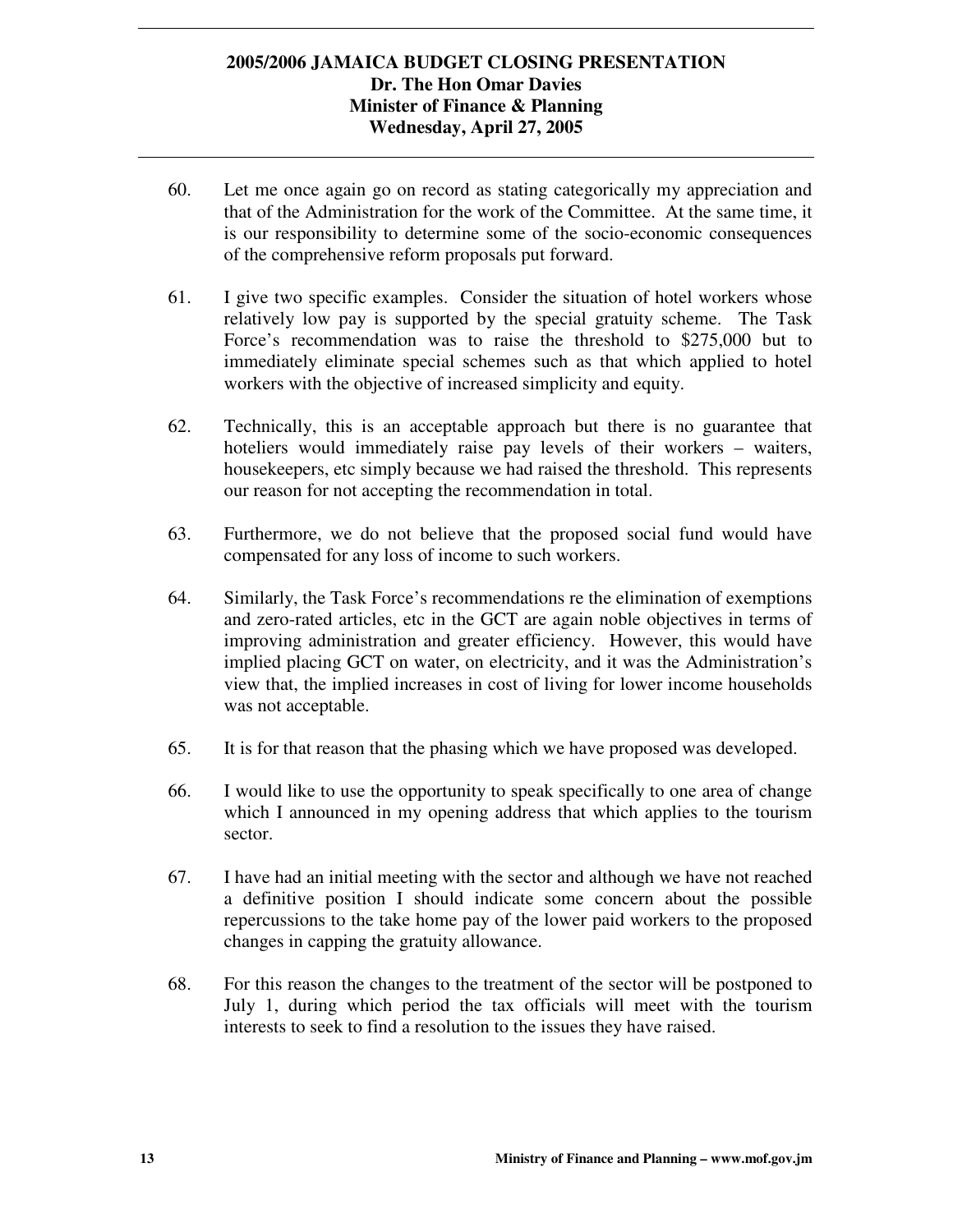60. Let me once again go on record as stating categorically my appreciation and that of the Administration for the work of the Committee. At the same time, it is our responsibility to determine some of the socio-economic consequences of the comprehensive reform proposals put forward.

61. I give two specific examples. Consider the situation of hotel workers whose relatively low pay is supported by the special gratuity scheme. The Task Force's recommendation was to raise the threshold to $275,000 but to immediately eliminate special schemes such as that which applied to hotel workers with the objective of increased simplicity and equity.

62. Technically, this is an acceptable approach but there is no guarantee that hoteliers would immediately raise pay levels of their workers – waiters, housekeepers, etc simply because we had raised the threshold. This represents our reason for not accepting the recommendation in total.

63. Furthermore, we do not believe that the proposed social fund would have compensated for any loss of income to such workers.

64. Similarly, the Task Force's recommendations re the elimination of exemptions and zero-rated articles, etc in the GCT are again noble objectives in terms of improving administration and greater efficiency. However, this would have implied placing GCT on water, on electricity, and it was the Administration's view that, the implied increases in cost of living for lower income households was not acceptable.

65. It is for that reason that the phasing which we have proposed was developed.

66. I would like to use the opportunity to speak specifically to one area of change which I announced in my opening address that which applies to the tourism sector.

67. I have had an initial meeting with the sector and although we have not reached a definitive position I should indicate some concern about the possible repercussions to the take home pay of the lower paid workers to the proposed changes in capping the gratuity allowance.

68. For this reason the changes to the treatment of the sector will be postponed to July 1, during which period the tax officials will meet with the tourism interests to seek to find a resolution to the issues they have raised.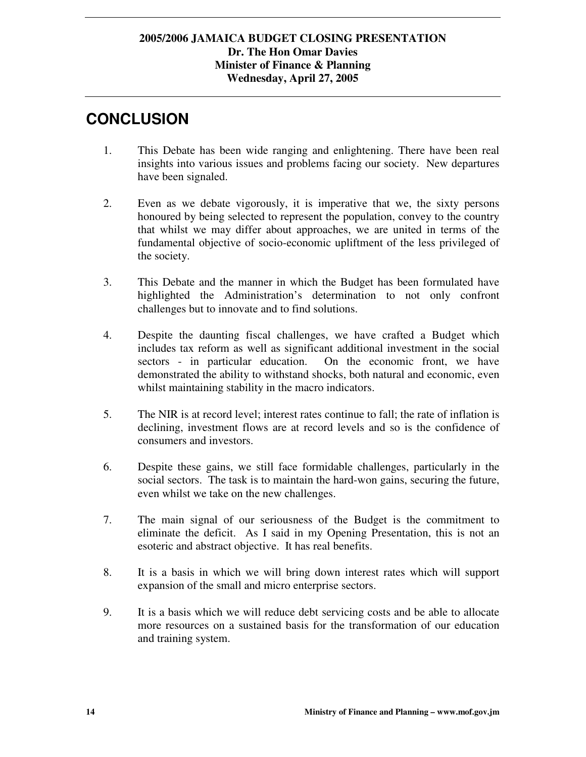## CONCLUSION

1. This Debate has been wide ranging and enlightening. There have been real insights into various issues and problems facing our society. New departures have been signaled.

2. Even as we debate vigorously, it is imperative that we, the sixty persons honoured by being selected to represent the population, convey to the country that whilst we may differ about approaches, we are united in terms of the fundamental objective of socio-economic upliftment of the less privileged of the society.

3. This Debate and the manner in which the Budget has been formulated have highlighted the Administration's determination to not only confront challenges but to innovate and to find solutions.

4. Despite the daunting fiscal challenges, we have crafted a Budget which includes tax reform as well as significant additional investment in the social sectors - in particular education. On the economic front, we have demonstrated the ability to withstand shocks, both natural and economic, even whilst maintaining stability in the macro indicators.

5. The NIR is at record level; interest rates continue to fall; the rate of inflation is declining, investment flows are at record levels and so is the confidence of consumers and investors.

6. Despite these gains, we still face formidable challenges, particularly in the social sectors. The task is to maintain the hard-won gains, securing the future, even whilst we take on the new challenges.

7. The main signal of our seriousness of the Budget is the commitment to eliminate the deficit. As I said in my Opening Presentation, this is not an esoteric and abstract objective. It has real benefits.

8. It is a basis in which we will bring down interest rates which will support expansion of the small and micro enterprise sectors.

9. It is a basis which we will reduce debt servicing costs and be able to allocate more resources on a sustained basis for the transformation of our education and training system.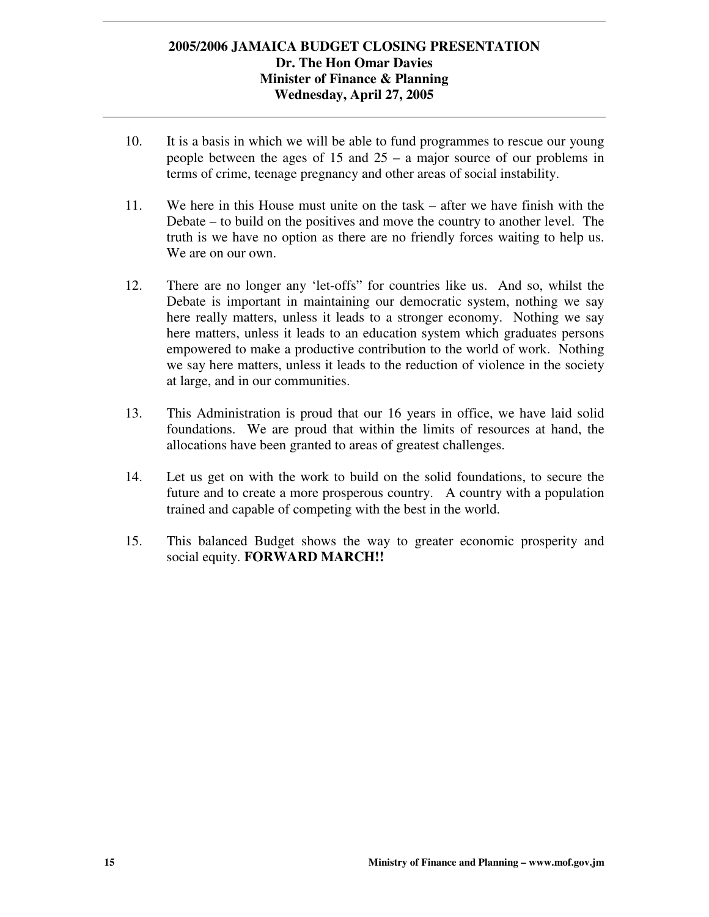10. It is a basis in which we will be able to fund programmes to rescue our young people between the ages of 15 and 25 – a major source of our problems in terms of crime, teenage pregnancy and other areas of social instability.

11. We here in this House must unite on the task – after we have finish with the Debate – to build on the positives and move the country to another level. The truth is we have no option as there are no friendly forces waiting to help us. We are on our own.

12. There are no longer any 'let-offs" for countries like us. And so, whilst the Debate is important in maintaining our democratic system, nothing we say here really matters, unless it leads to a stronger economy. Nothing we say here matters, unless it leads to an education system which graduates persons empowered to make a productive contribution to the world of work. Nothing we say here matters, unless it leads to the reduction of violence in the society at large, and in our communities.

13. This Administration is proud that our 16 years in office, we have laid solid foundations. We are proud that within the limits of resources at hand, the allocations have been granted to areas of greatest challenges.

14. Let us get on with the work to build on the solid foundations, to secure the future and to create a more prosperous country. A country with a population trained and capable of competing with the best in the world.

15. This balanced Budget shows the way to greater economic prosperity and social equity. **FORWARD MARCH!!**